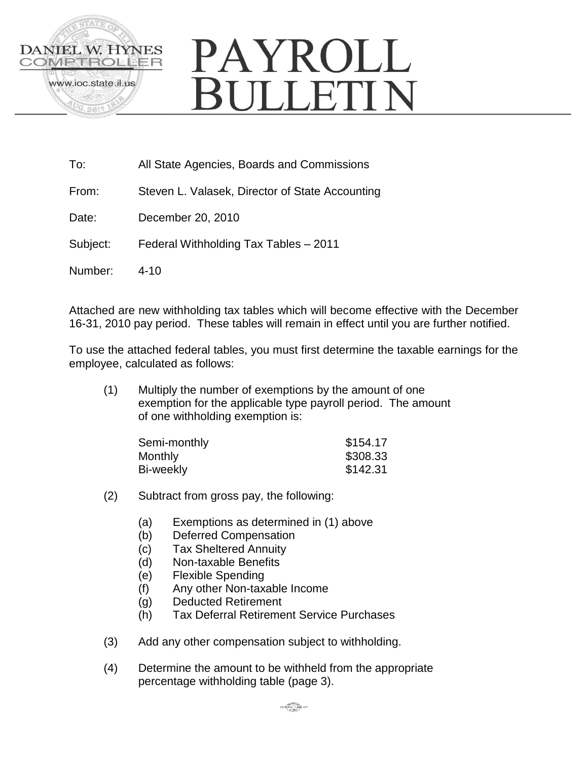DANIEL W. HYNES
COMPTROLLER
www.ioc.state.il.us

# PAYROLL BULLETIN

To: All State Agencies, Boards and Commissions

From: Steven L. Valasek, Director of State Accounting

Date: December 20, 2010

Subject: Federal Withholding Tax Tables – 2011

Number: 4-10

Attached are new withholding tax tables which will become effective with the December 16-31, 2010 pay period. These tables will remain in effect until you are further notified.

To use the attached federal tables, you must first determine the taxable earnings for the employee, calculated as follows:

(1) Multiply the number of exemptions by the amount of one exemption for the applicable type payroll period. The amount of one withholding exemption is:

| | |
|---|---|
| Semi-monthly | $154.17 |
| Monthly | $308.33 |
| Bi-weekly | $142.31 |

(2) Subtract from gross pay, the following:

- (a) Exemptions as determined in (1) above
- (b) Deferred Compensation
- (c) Tax Sheltered Annuity
- (d) Non-taxable Benefits
- (e) Flexible Spending
- (f) Any other Non-taxable Income
- (g) Deducted Retirement
- (h) Tax Deferral Retirement Service Purchases

(3) Add any other compensation subject to withholding.

(4) Determine the amount to be withheld from the appropriate percentage withholding table (page 3).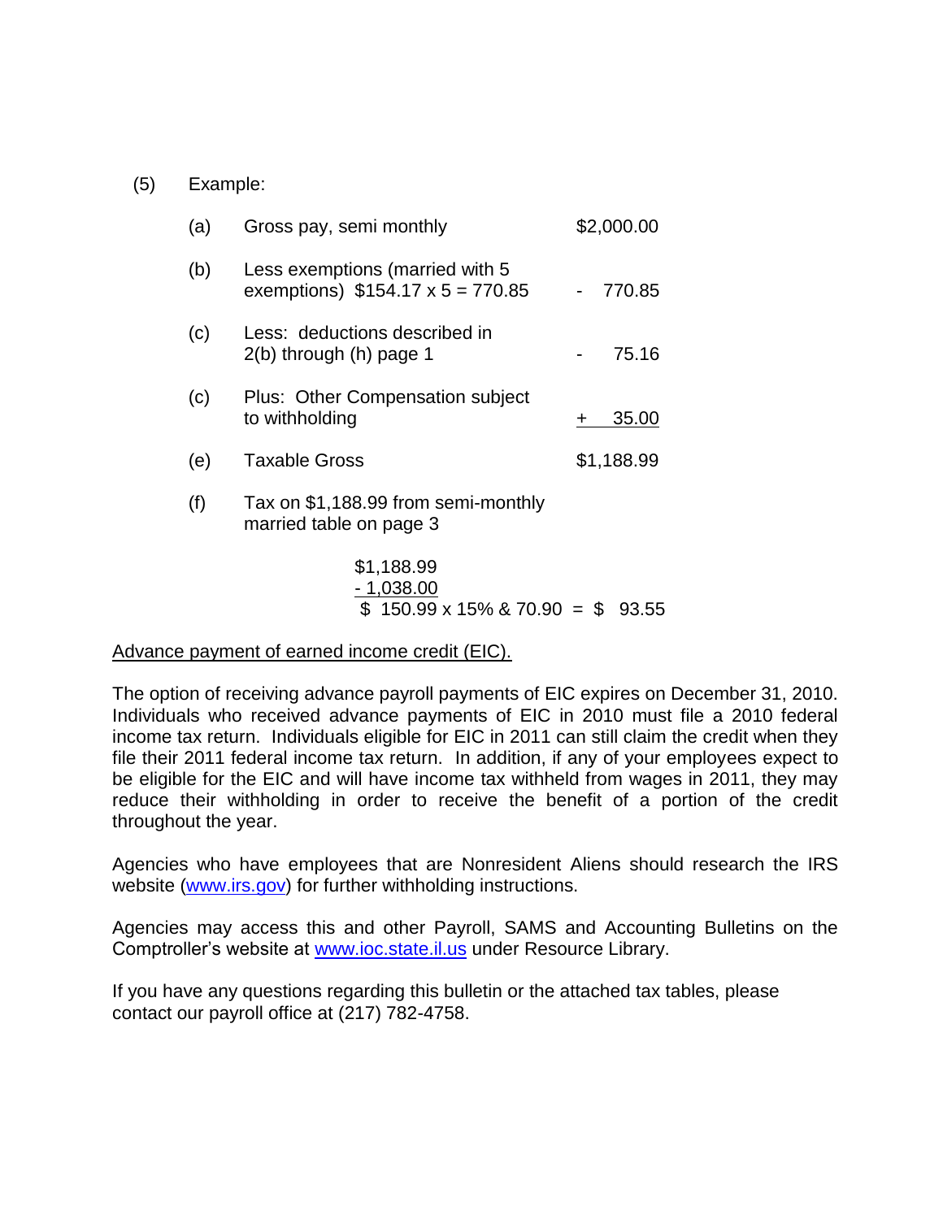(5) Example:

| | | |
|---|---|---|
| (a) | Gross pay, semi monthly | $2,000.00 |
| (b) | Less exemptions (married with 5 exemptions) $154.17 x 5 = 770.85 | - 770.85 |
| (c) | Less: deductions described in 2(b) through (h) page 1 | - 75.16 |
| (c) | Plus: Other Compensation subject to withholding | + 35.00 |
| (e) | Taxable Gross | $1,188.99 |
| (f) | Tax on $1,188.99 from semi-monthly married table on page 3 | |

$1,188.99
- 1,038.00
$ 150.99 x 15% & 70.90 = $ 93.55

Advance payment of earned income credit (EIC).

The option of receiving advance payroll payments of EIC expires on December 31, 2010. Individuals who received advance payments of EIC in 2010 must file a 2010 federal income tax return. Individuals eligible for EIC in 2011 can still claim the credit when they file their 2011 federal income tax return. In addition, if any of your employees expect to be eligible for the EIC and will have income tax withheld from wages in 2011, they may reduce their withholding in order to receive the benefit of a portion of the credit throughout the year.

Agencies who have employees that are Nonresident Aliens should research the IRS website (www.irs.gov) for further withholding instructions.

Agencies may access this and other Payroll, SAMS and Accounting Bulletins on the Comptroller's website at www.ioc.state.il.us under Resource Library.

If you have any questions regarding this bulletin or the attached tax tables, please contact our payroll office at (217) 782-4758.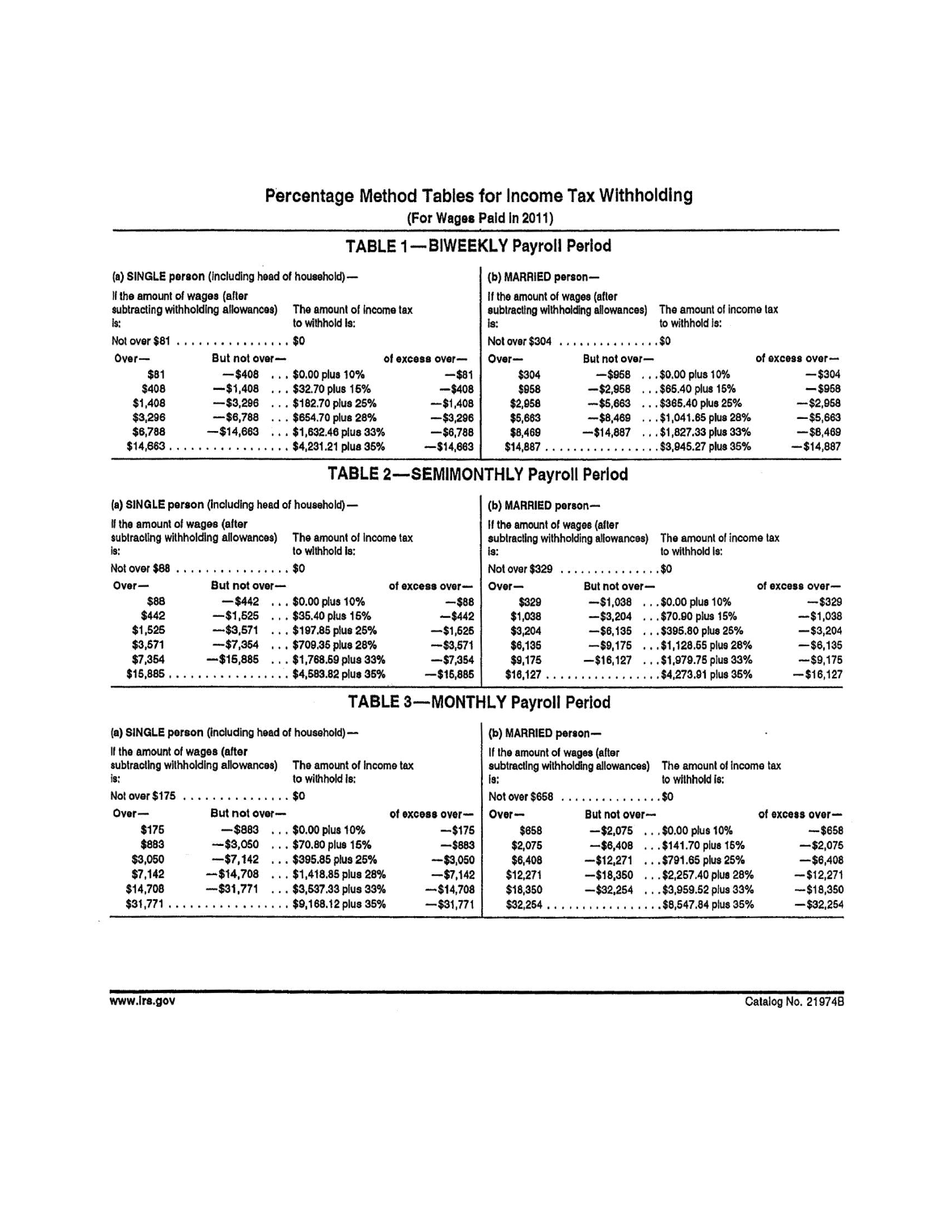# Percentage Method Tables for Income Tax Withholding

(For Wages Paid in 2011)

## TABLE 1—BIWEEKLY Payroll Period

**(a) SINGLE person (including head of household)—**

If the amount of wages (after subtracting withholding allowances) is: Not over $81 ............... The amount of income tax to withhold is: $0

| Over— | But not over— | | of excess over— |
|---|---|---|---|
| $81 | —$408 | . . . $0.00 plus 10% | —$81 |
| $408 | —$1,408 | . . . $32.70 plus 15% | —$408 |
| $1,408 | —$3,296 | . . . $182.70 plus 25% | —$1,408 |
| $3,296 | —$6,788 | . . . $654.70 plus 28% | —$3,296 |
| $6,788 | —$14,663 | . . . $1,632.46 plus 33% | —$6,788 |
| $14,663 | ................ | $4,231.21 plus 35% | —$14,663 |

**(b) MARRIED person—**

If the amount of wages (after subtracting withholding allowances) is: Not over $304 ............... The amount of income tax to withhold is: $0

| Over— | But not over— | | of excess over— |
|---|---|---|---|
| $304 | —$958 | . . . $0.00 plus 10% | —$304 |
| $958 | —$2,958 | . . . $65.40 plus 15% | —$958 |
| $2,958 | —$5,663 | . . . $365.40 plus 25% | —$2,958 |
| $5,663 | —$8,469 | . . . $1,041.65 plus 28% | —$5,663 |
| $8,469 | —$14,887 | . . . $1,827.33 plus 33% | —$8,469 |
| $14,887 | ................ | $3,945.27 plus 35% | —$14,887 |

## TABLE 2—SEMIMONTHLY Payroll Period

**(a) SINGLE person (including head of household)—**

If the amount of wages (after subtracting withholding allowances) is: Not over $88 ............... The amount of income tax to withhold is: $0

| Over— | But not over— | | of excess over— |
|---|---|---|---|
| $88 | —$442 | . . . $0.00 plus 10% | —$88 |
| $442 | —$1,525 | . . . $35.40 plus 15% | —$442 |
| $1,525 | —$3,571 | . . . $197.85 plus 25% | —$1,525 |
| $3,571 | —$7,354 | . . . $709.35 plus 28% | —$3,571 |
| $7,354 | —$15,885 | . . . $1,768.59 plus 33% | —$7,354 |
| $15,885 | ................ | $4,583.82 plus 35% | —$15,885 |

**(b) MARRIED person—**

If the amount of wages (after subtracting withholding allowances) is: Not over $329 ............... The amount of income tax to withhold is: $0

| Over— | But not over— | | of excess over— |
|---|---|---|---|
| $329 | —$1,038 | . . . $0.00 plus 10% | —$329 |
| $1,038 | —$3,204 | . . . $70.90 plus 15% | —$1,038 |
| $3,204 | —$6,135 | . . . $395.80 plus 25% | —$3,204 |
| $6,135 | —$9,175 | . . . $1,128.55 plus 28% | —$6,135 |
| $9,175 | —$16,127 | . . . $1,979.75 plus 33% | —$9,175 |
| $16,127 | ................ | $4,273.91 plus 35% | —$16,127 |

## TABLE 3—MONTHLY Payroll Period

**(a) SINGLE person (including head of household)—**

If the amount of wages (after subtracting withholding allowances) is: Not over $175 ............... The amount of income tax to withhold is: $0

| Over— | But not over— | | of excess over— |
|---|---|---|---|
| $175 | —$883 | . . . $0.00 plus 10% | —$175 |
| $883 | —$3,050 | . . . $70.80 plus 15% | —$883 |
| $3,050 | —$7,142 | . . . $395.85 plus 25% | —$3,050 |
| $7,142 | —$14,708 | . . . $1,418.85 plus 28% | —$7,142 |
| $14,708 | —$31,771 | . . . $3,537.33 plus 33% | —$14,708 |
| $31,771 | ................ | $9,168.12 plus 35% | —$31,771 |

**(b) MARRIED person—**

If the amount of wages (after subtracting withholding allowances) is: Not over $658 ............... The amount of income tax to withhold is: $0

| Over— | But not over— | | of excess over— |
|---|---|---|---|
| $658 | —$2,075 | . . . $0.00 plus 10% | —$658 |
| $2,075 | —$6,408 | . . . $141.70 plus 15% | —$2,075 |
| $6,408 | —$12,271 | . . . $791.65 plus 25% | —$6,408 |
| $12,271 | —$18,350 | . . . $2,257.40 plus 28% | —$12,271 |
| $18,350 | —$32,254 | . . . $3,959.52 plus 33% | —$18,350 |
| $32,254 | ................ | $8,547.84 plus 35% | —$32,254 |

www.irs.gov

Catalog No. 21974B